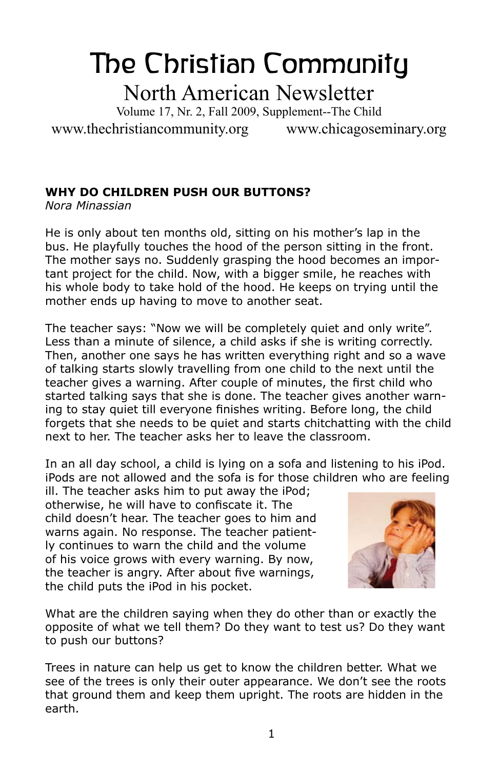# The Christian Community

## North American Newsletter

Volume 17, Nr. 2, Fall 2009, Supplement--The Child

www.thechristiancommunity.org www.chicagoseminary.org

### WHY DO CHILDREN PUSH OUR BUTTONS?

*Nora Minassian*

He is only about ten months old, sitting on his mother's lap in the bus. He playfully touches the hood of the person sitting in the front. The mother says no. Suddenly grasping the hood becomes an important project for the child. Now, with a bigger smile, he reaches with his whole body to take hold of the hood. He keeps on trying until the mother ends up having to move to another seat.

The teacher says: "Now we will be completely quiet and only write". Less than a minute of silence, a child asks if she is writing correctly. Then, another one says he has written everything right and so a wave of talking starts slowly travelling from one child to the next until the teacher gives a warning. After couple of minutes, the first child who started talking says that she is done. The teacher gives another warning to stay quiet till everyone finishes writing. Before long, the child forgets that she needs to be quiet and starts chitchatting with the child next to her. The teacher asks her to leave the classroom.

In an all day school, a child is lying on a sofa and listening to his iPod. iPods are not allowed and the sofa is for those children who are feeling ill. The teacher asks him to put away the iPod; otherwise, he will have to confiscate it. The child doesn't hear. The teacher goes to him and warns again. No response. The teacher patiently continues to warn the child and the volume of his voice grows with every warning. By now, the teacher is angry. After about five warnings, the child puts the iPod in his pocket.

What are the children saying when they do other than or exactly the opposite of what we tell them? Do they want to test us? Do they want to push our buttons?

Trees in nature can help us get to know the children better. What we see of the trees is only their outer appearance. We don't see the roots that ground them and keep them upright. The roots are hidden in the earth.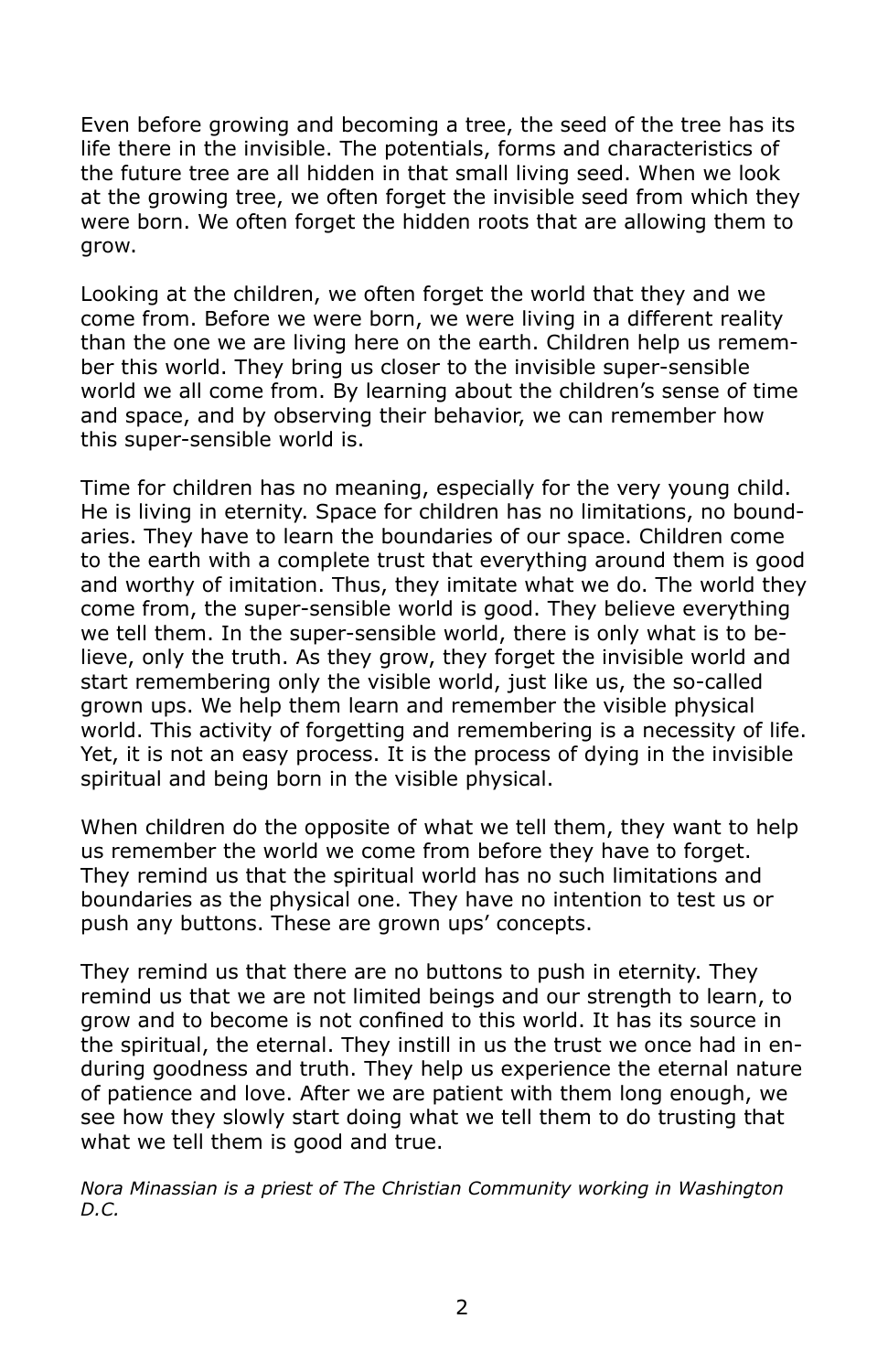Even before growing and becoming a tree, the seed of the tree has its life there in the invisible. The potentials, forms and characteristics of the future tree are all hidden in that small living seed. When we look at the growing tree, we often forget the invisible seed from which they were born. We often forget the hidden roots that are allowing them to grow.

Looking at the children, we often forget the world that they and we come from. Before we were born, we were living in a different reality than the one we are living here on the earth. Children help us remember this world. They bring us closer to the invisible super-sensible world we all come from. By learning about the children's sense of time and space, and by observing their behavior, we can remember how this super-sensible world is.

Time for children has no meaning, especially for the very young child. He is living in eternity. Space for children has no limitations, no boundaries. They have to learn the boundaries of our space. Children come to the earth with a complete trust that everything around them is good and worthy of imitation. Thus, they imitate what we do. The world they come from, the super-sensible world is good. They believe everything we tell them. In the super-sensible world, there is only what is to believe, only the truth. As they grow, they forget the invisible world and start remembering only the visible world, just like us, the so-called grown ups. We help them learn and remember the visible physical world. This activity of forgetting and remembering is a necessity of life. Yet, it is not an easy process. It is the process of dying in the invisible spiritual and being born in the visible physical.

When children do the opposite of what we tell them, they want to help us remember the world we come from before they have to forget. They remind us that the spiritual world has no such limitations and boundaries as the physical one. They have no intention to test us or push any buttons. These are grown ups' concepts.

They remind us that there are no buttons to push in eternity. They remind us that we are not limited beings and our strength to learn, to grow and to become is not confined to this world. It has its source in the spiritual, the eternal. They instill in us the trust we once had in enduring goodness and truth. They help us experience the eternal nature of patience and love. After we are patient with them long enough, we see how they slowly start doing what we tell them to do trusting that what we tell them is good and true.

*Nora Minassian is a priest of The Christian Community working in Washington D.C.*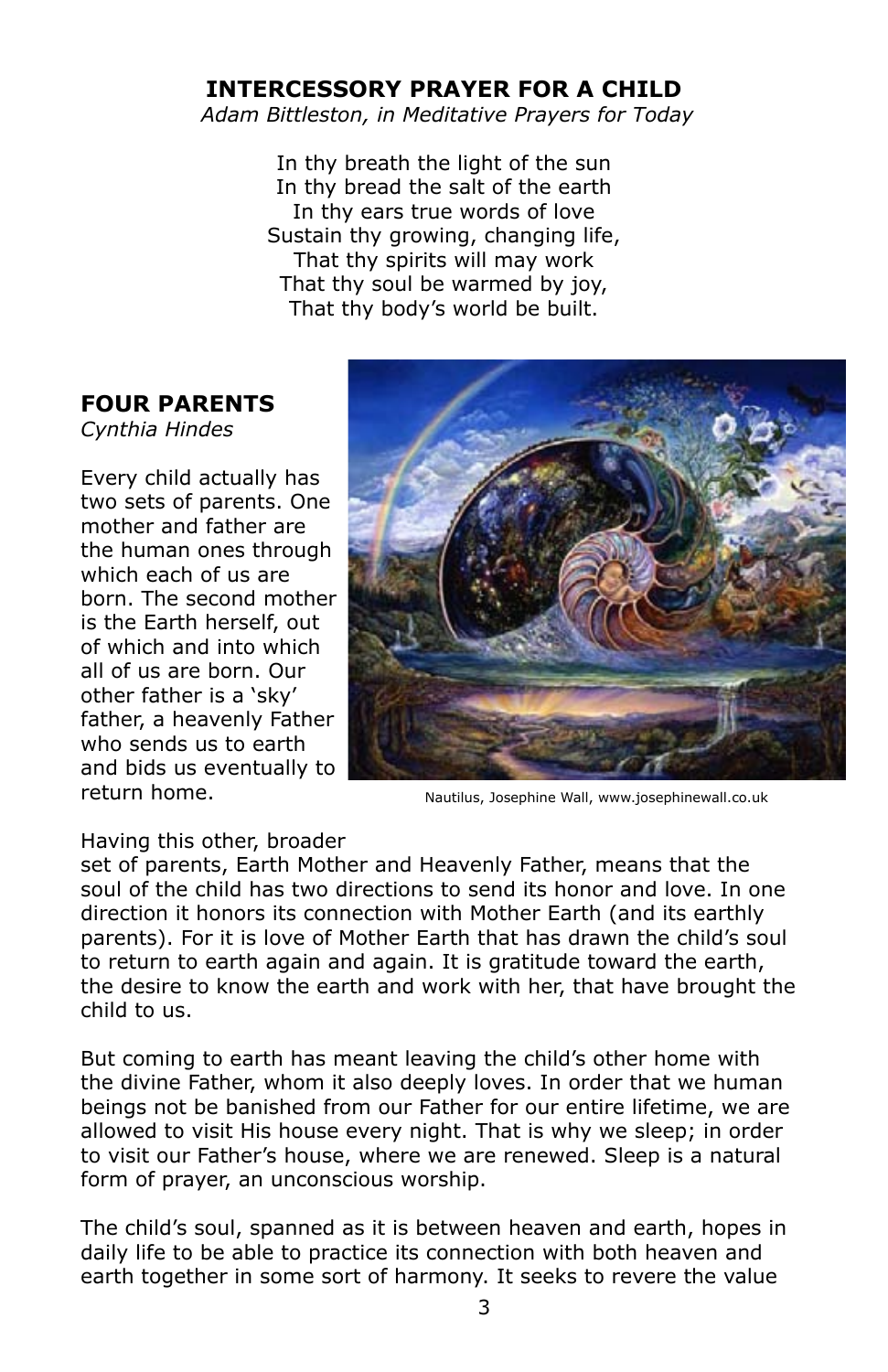## INTERCESSORY PRAYER FOR A CHILD

*Adam Bittleston, in Meditative Prayers for Today*

In thy breath the light of the sun
In thy bread the salt of the earth
In thy ears true words of love
Sustain thy growing, changing life,
That thy spirits will may work
That thy soul be warmed by joy,
That thy body's world be built.

## FOUR PARENTS

*Cynthia Hindes*

Every child actually has two sets of parents. One mother and father are the human ones through which each of us are born. The second mother is the Earth herself, out of which and into which all of us are born. Our other father is a 'sky' father, a heavenly Father who sends us to earth and bids us eventually to return home.

Nautilus, Josephine Wall, www.josephinewall.co.uk

Having this other, broader set of parents, Earth Mother and Heavenly Father, means that the soul of the child has two directions to send its honor and love. In one direction it honors its connection with Mother Earth (and its earthly parents). For it is love of Mother Earth that has drawn the child's soul to return to earth again and again. It is gratitude toward the earth, the desire to know the earth and work with her, that have brought the child to us.

But coming to earth has meant leaving the child's other home with the divine Father, whom it also deeply loves. In order that we human beings not be banished from our Father for our entire lifetime, we are allowed to visit His house every night. That is why we sleep; in order to visit our Father's house, where we are renewed. Sleep is a natural form of prayer, an unconscious worship.

The child's soul, spanned as it is between heaven and earth, hopes in daily life to be able to practice its connection with both heaven and earth together in some sort of harmony. It seeks to revere the value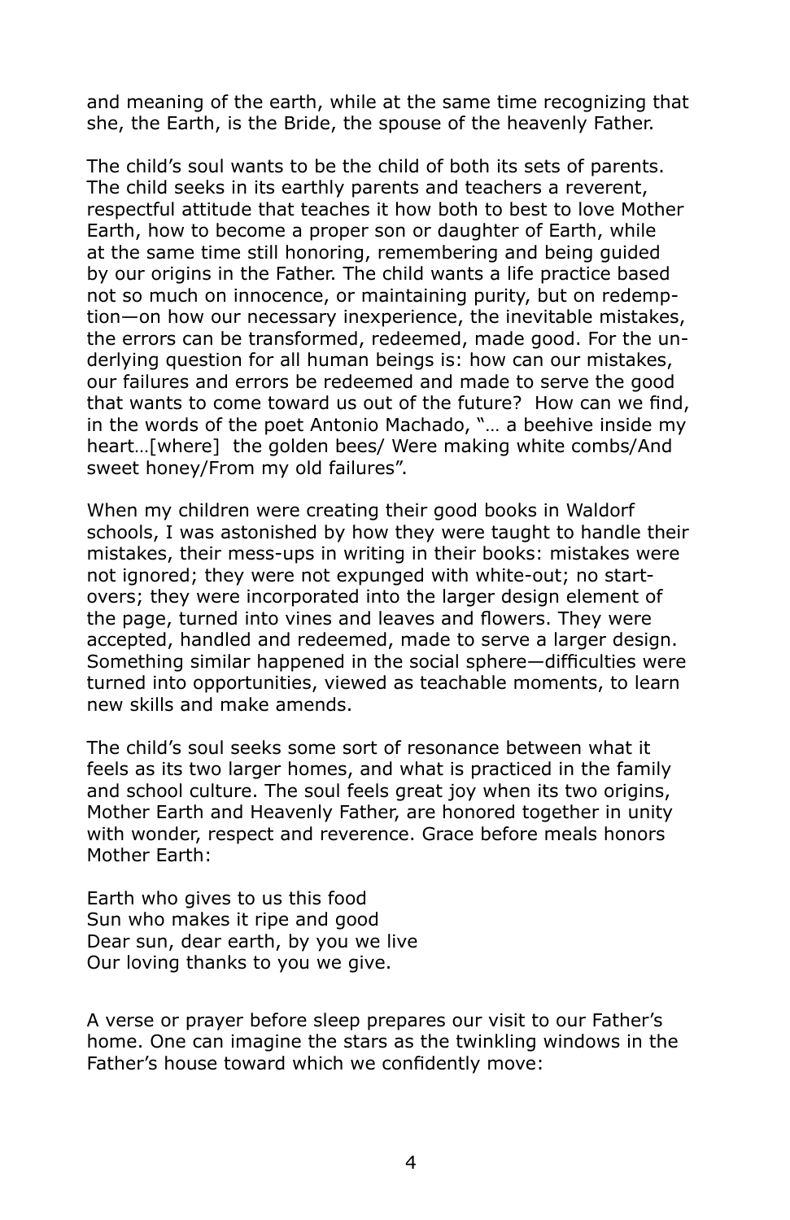and meaning of the earth, while at the same time recognizing that she, the Earth, is the Bride, the spouse of the heavenly Father.

The child's soul wants to be the child of both its sets of parents. The child seeks in its earthly parents and teachers a reverent, respectful attitude that teaches it how both to best to love Mother Earth, how to become a proper son or daughter of Earth, while at the same time still honoring, remembering and being guided by our origins in the Father. The child wants a life practice based not so much on innocence, or maintaining purity, but on redemption—on how our necessary inexperience, the inevitable mistakes, the errors can be transformed, redeemed, made good. For the underlying question for all human beings is: how can our mistakes, our failures and errors be redeemed and made to serve the good that wants to come toward us out of the future? How can we find, in the words of the poet Antonio Machado, "… a beehive inside my heart…[where] the golden bees/ Were making white combs/And sweet honey/From my old failures".

When my children were creating their good books in Waldorf schools, I was astonished by how they were taught to handle their mistakes, their mess-ups in writing in their books: mistakes were not ignored; they were not expunged with white-out; no start-overs; they were incorporated into the larger design element of the page, turned into vines and leaves and flowers. They were accepted, handled and redeemed, made to serve a larger design. Something similar happened in the social sphere—difficulties were turned into opportunities, viewed as teachable moments, to learn new skills and make amends.

The child's soul seeks some sort of resonance between what it feels as its two larger homes, and what is practiced in the family and school culture. The soul feels great joy when its two origins, Mother Earth and Heavenly Father, are honored together in unity with wonder, respect and reverence. Grace before meals honors Mother Earth:

Earth who gives to us this food  
Sun who makes it ripe and good  
Dear sun, dear earth, by you we live  
Our loving thanks to you we give.

A verse or prayer before sleep prepares our visit to our Father's home. One can imagine the stars as the twinkling windows in the Father's house toward which we confidently move: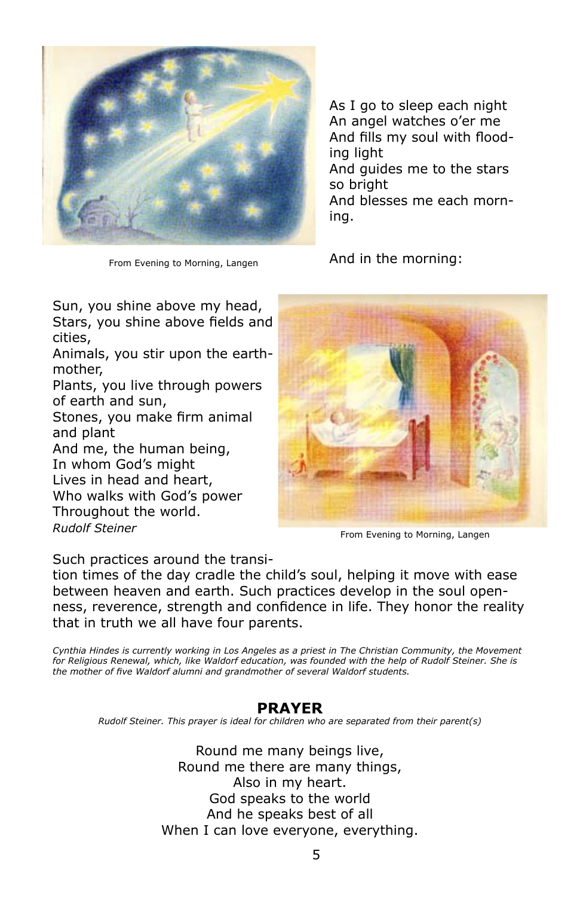From Evening to Morning, Langen

As I go to sleep each night  
An angel watches o'er me  
And fills my soul with flooding light  
And guides me to the stars so bright  
And blesses me each morning.

And in the morning:

Sun, you shine above my head,  
Stars, you shine above fields and cities,  
Animals, you stir upon the earth-mother,  
Plants, you live through powers of earth and sun,  
Stones, you make firm animal and plant  
And me, the human being,  
In whom God's might  
Lives in head and heart,  
Who walks with God's power  
Throughout the world.  
*Rudolf Steiner*

From Evening to Morning, Langen

Such practices around the transition times of the day cradle the child's soul, helping it move with ease between heaven and earth. Such practices develop in the soul openness, reverence, strength and confidence in life. They honor the reality that in truth we all have four parents.

*Cynthia Hindes is currently working in Los Angeles as a priest in The Christian Community, the Movement for Religious Renewal, which, like Waldorf education, was founded with the help of Rudolf Steiner. She is the mother of five Waldorf alumni and grandmother of several Waldorf students.*

## PRAYER

*Rudolf Steiner. This prayer is ideal for children who are separated from their parent(s)*

Round me many beings live,  
Round me there are many things,  
Also in my heart.  
God speaks to the world  
And he speaks best of all  
When I can love everyone, everything.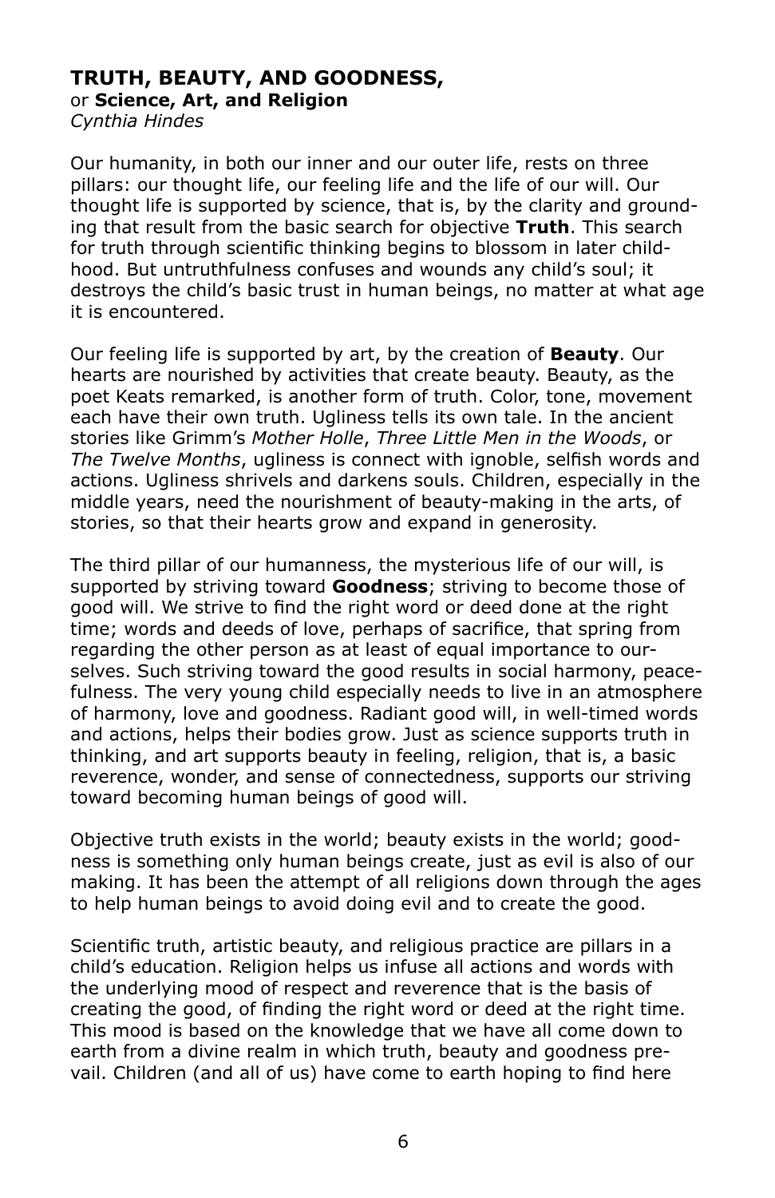# TRUTH, BEAUTY, AND GOODNESS,

or **Science, Art, and Religion**

*Cynthia Hindes*

Our humanity, in both our inner and our outer life, rests on three pillars: our thought life, our feeling life and the life of our will. Our thought life is supported by science, that is, by the clarity and grounding that result from the basic search for objective **Truth**. This search for truth through scientific thinking begins to blossom in later childhood. But untruthfulness confuses and wounds any child's soul; it destroys the child's basic trust in human beings, no matter at what age it is encountered.

Our feeling life is supported by art, by the creation of **Beauty**. Our hearts are nourished by activities that create beauty. Beauty, as the poet Keats remarked, is another form of truth. Color, tone, movement each have their own truth. Ugliness tells its own tale. In the ancient stories like Grimm's *Mother Holle*, *Three Little Men in the Woods*, or *The Twelve Months*, ugliness is connect with ignoble, selfish words and actions. Ugliness shrivels and darkens souls. Children, especially in the middle years, need the nourishment of beauty-making in the arts, of stories, so that their hearts grow and expand in generosity.

The third pillar of our humanness, the mysterious life of our will, is supported by striving toward **Goodness**; striving to become those of good will. We strive to find the right word or deed done at the right time; words and deeds of love, perhaps of sacrifice, that spring from regarding the other person as at least of equal importance to ourselves. Such striving toward the good results in social harmony, peacefulness. The very young child especially needs to live in an atmosphere of harmony, love and goodness. Radiant good will, in well-timed words and actions, helps their bodies grow. Just as science supports truth in thinking, and art supports beauty in feeling, religion, that is, a basic reverence, wonder, and sense of connectedness, supports our striving toward becoming human beings of good will.

Objective truth exists in the world; beauty exists in the world; goodness is something only human beings create, just as evil is also of our making. It has been the attempt of all religions down through the ages to help human beings to avoid doing evil and to create the good.

Scientific truth, artistic beauty, and religious practice are pillars in a child's education. Religion helps us infuse all actions and words with the underlying mood of respect and reverence that is the basis of creating the good, of finding the right word or deed at the right time. This mood is based on the knowledge that we have all come down to earth from a divine realm in which truth, beauty and goodness prevail. Children (and all of us) have come to earth hoping to find here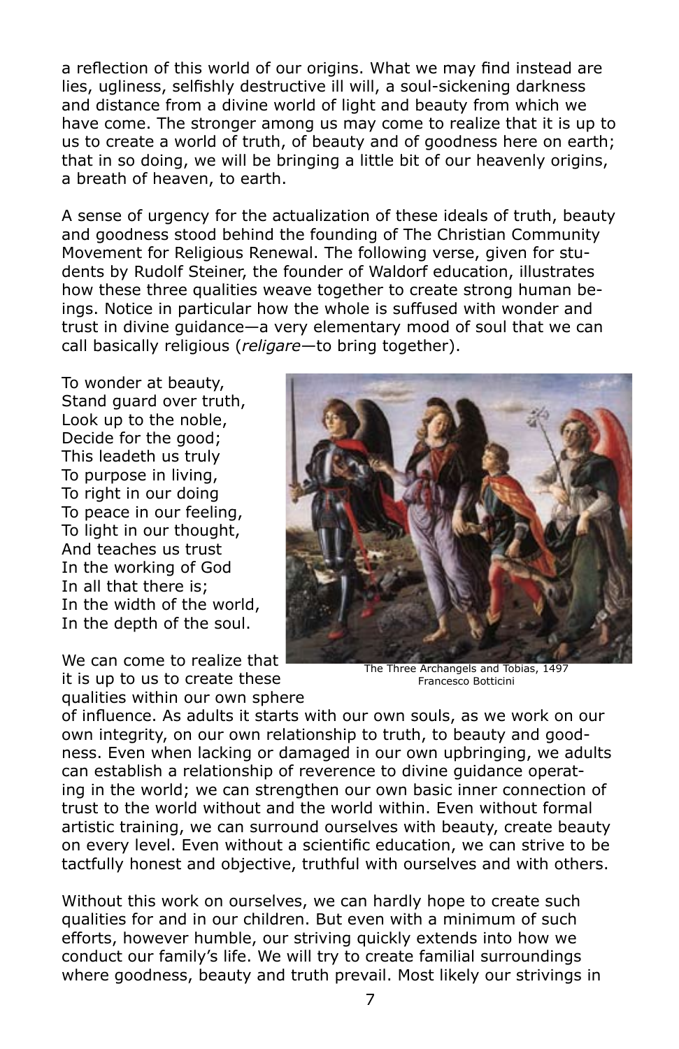a reflection of this world of our origins. What we may find instead are lies, ugliness, selfishly destructive ill will, a soul-sickening darkness and distance from a divine world of light and beauty from which we have come. The stronger among us may come to realize that it is up to us to create a world of truth, of beauty and of goodness here on earth; that in so doing, we will be bringing a little bit of our heavenly origins, a breath of heaven, to earth.

A sense of urgency for the actualization of these ideals of truth, beauty and goodness stood behind the founding of The Christian Community Movement for Religious Renewal. The following verse, given for students by Rudolf Steiner, the founder of Waldorf education, illustrates how these three qualities weave together to create strong human beings. Notice in particular how the whole is suffused with wonder and trust in divine guidance—a very elementary mood of soul that we can call basically religious (*religare*—to bring together).

To wonder at beauty,
Stand guard over truth,
Look up to the noble,
Decide for the good;
This leadeth us truly
To purpose in living,
To right in our doing
To peace in our feeling,
To light in our thought,
And teaches us trust
In the working of God
In all that there is;
In the width of the world,
In the depth of the soul.

The Three Archangels and Tobias, 1497
Francesco Botticini

We can come to realize that it is up to us to create these qualities within our own sphere of influence. As adults it starts with our own souls, as we work on our own integrity, on our own relationship to truth, to beauty and goodness. Even when lacking or damaged in our own upbringing, we adults can establish a relationship of reverence to divine guidance operating in the world; we can strengthen our own basic inner connection of trust to the world without and the world within. Even without formal artistic training, we can surround ourselves with beauty, create beauty on every level. Even without a scientific education, we can strive to be tactfully honest and objective, truthful with ourselves and with others.

Without this work on ourselves, we can hardly hope to create such qualities for and in our children. But even with a minimum of such efforts, however humble, our striving quickly extends into how we conduct our family's life. We will try to create familial surroundings where goodness, beauty and truth prevail. Most likely our strivings in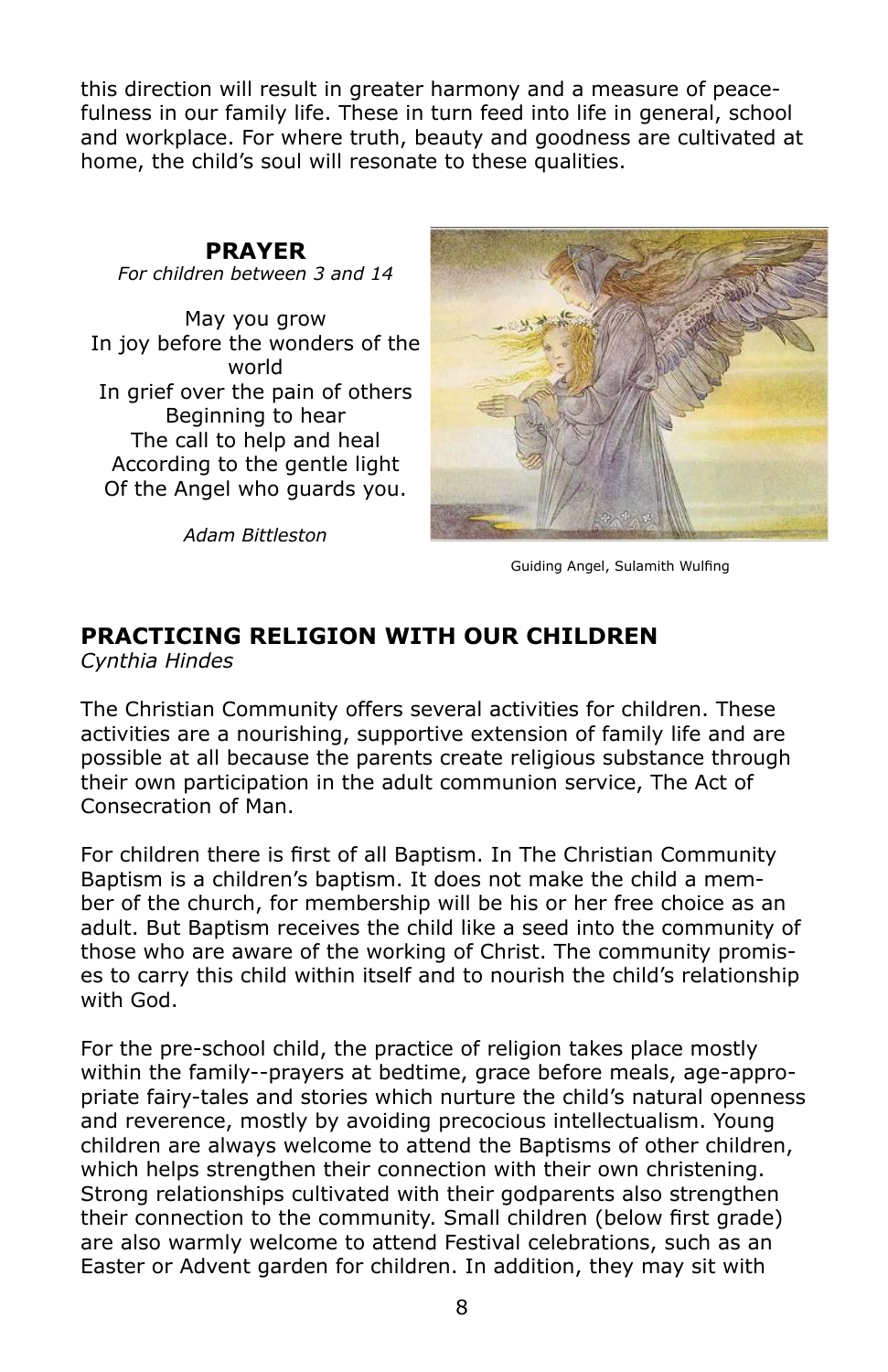this direction will result in greater harmony and a measure of peacefulness in our family life. These in turn feed into life in general, school and workplace. For where truth, beauty and goodness are cultivated at home, the child's soul will resonate to these qualities.

**PRAYER**

*For children between 3 and 14*

May you grow
In joy before the wonders of the world
In grief over the pain of others
Beginning to hear
The call to help and heal
According to the gentle light
Of the Angel who guards you.

*Adam Bittleston*

Guiding Angel, Sulamith Wulfing

## PRACTICING RELIGION WITH OUR CHILDREN

*Cynthia Hindes*

The Christian Community offers several activities for children. These activities are a nourishing, supportive extension of family life and are possible at all because the parents create religious substance through their own participation in the adult communion service, The Act of Consecration of Man.

For children there is first of all Baptism. In The Christian Community Baptism is a children's baptism. It does not make the child a member of the church, for membership will be his or her free choice as an adult. But Baptism receives the child like a seed into the community of those who are aware of the working of Christ. The community promises to carry this child within itself and to nourish the child's relationship with God.

For the pre-school child, the practice of religion takes place mostly within the family--prayers at bedtime, grace before meals, age-appropriate fairy-tales and stories which nurture the child's natural openness and reverence, mostly by avoiding precocious intellectualism. Young children are always welcome to attend the Baptisms of other children, which helps strengthen their connection with their own christening. Strong relationships cultivated with their godparents also strengthen their connection to the community. Small children (below first grade) are also warmly welcome to attend Festival celebrations, such as an Easter or Advent garden for children. In addition, they may sit with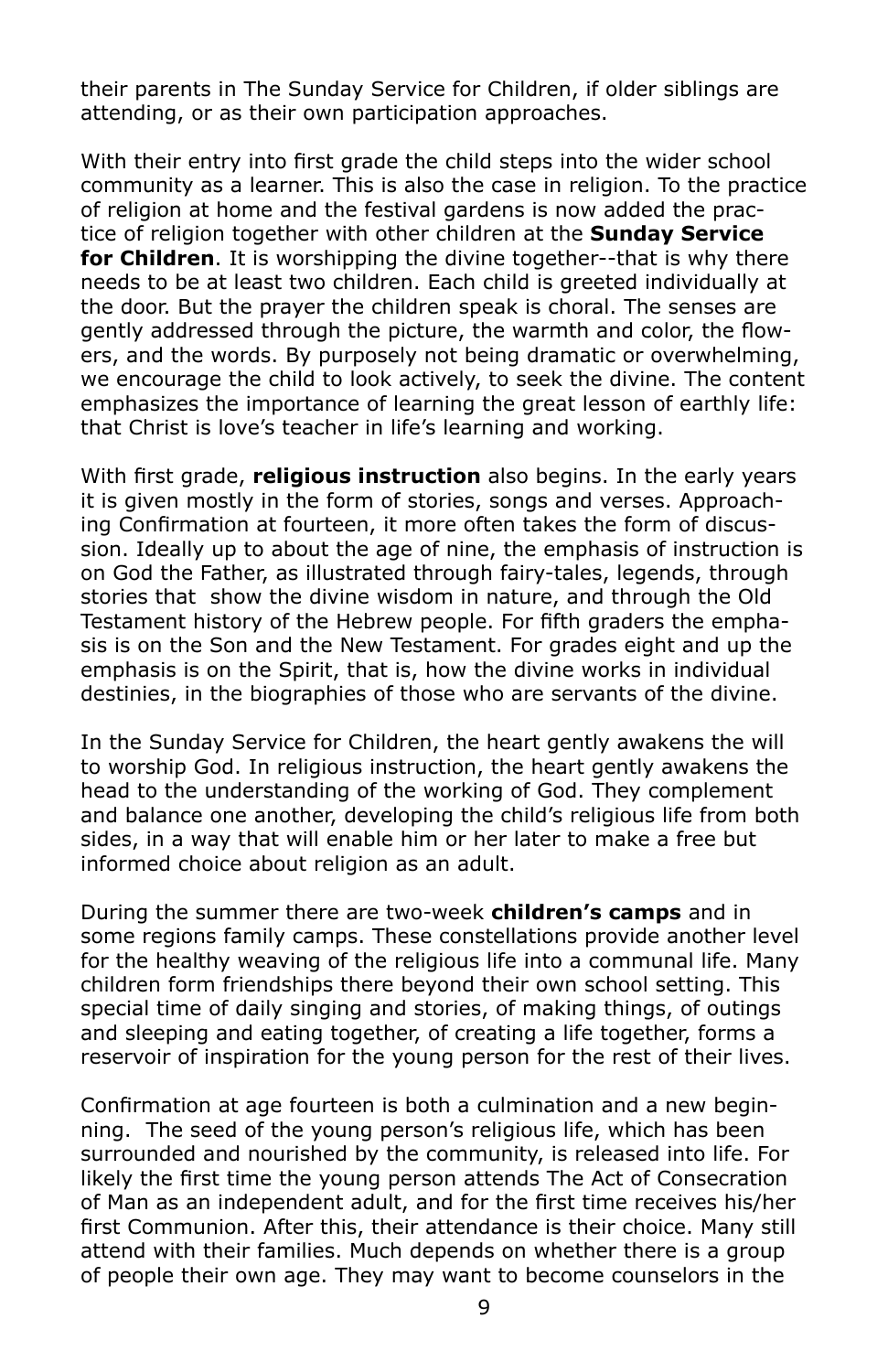their parents in The Sunday Service for Children, if older siblings are attending, or as their own participation approaches.

With their entry into first grade the child steps into the wider school community as a learner. This is also the case in religion. To the practice of religion at home and the festival gardens is now added the practice of religion together with other children at the **Sunday Service for Children**. It is worshipping the divine together--that is why there needs to be at least two children. Each child is greeted individually at the door. But the prayer the children speak is choral. The senses are gently addressed through the picture, the warmth and color, the flowers, and the words. By purposely not being dramatic or overwhelming, we encourage the child to look actively, to seek the divine. The content emphasizes the importance of learning the great lesson of earthly life: that Christ is love's teacher in life's learning and working.

With first grade, **religious instruction** also begins. In the early years it is given mostly in the form of stories, songs and verses. Approaching Confirmation at fourteen, it more often takes the form of discussion. Ideally up to about the age of nine, the emphasis of instruction is on God the Father, as illustrated through fairy-tales, legends, through stories that show the divine wisdom in nature, and through the Old Testament history of the Hebrew people. For fifth graders the emphasis is on the Son and the New Testament. For grades eight and up the emphasis is on the Spirit, that is, how the divine works in individual destinies, in the biographies of those who are servants of the divine.

In the Sunday Service for Children, the heart gently awakens the will to worship God. In religious instruction, the heart gently awakens the head to the understanding of the working of God. They complement and balance one another, developing the child's religious life from both sides, in a way that will enable him or her later to make a free but informed choice about religion as an adult.

During the summer there are two-week **children's camps** and in some regions family camps. These constellations provide another level for the healthy weaving of the religious life into a communal life. Many children form friendships there beyond their own school setting. This special time of daily singing and stories, of making things, of outings and sleeping and eating together, of creating a life together, forms a reservoir of inspiration for the young person for the rest of their lives.

Confirmation at age fourteen is both a culmination and a new beginning. The seed of the young person's religious life, which has been surrounded and nourished by the community, is released into life. For likely the first time the young person attends The Act of Consecration of Man as an independent adult, and for the first time receives his/her first Communion. After this, their attendance is their choice. Many still attend with their families. Much depends on whether there is a group of people their own age. They may want to become counselors in the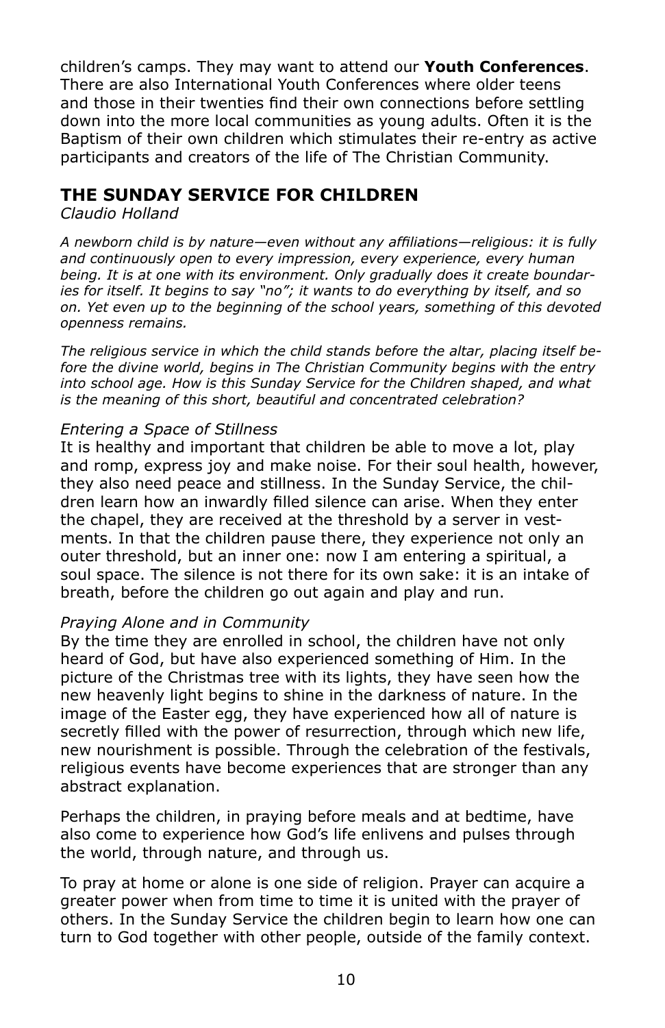children's camps. They may want to attend our **Youth Conferences**. There are also International Youth Conferences where older teens and those in their twenties find their own connections before settling down into the more local communities as young adults. Often it is the Baptism of their own children which stimulates their re-entry as active participants and creators of the life of The Christian Community.

## THE SUNDAY SERVICE FOR CHILDREN

*Claudio Holland*

*A newborn child is by nature—even without any affiliations—religious: it is fully and continuously open to every impression, every experience, every human being. It is at one with its environment. Only gradually does it create boundaries for itself. It begins to say "no"; it wants to do everything by itself, and so on. Yet even up to the beginning of the school years, something of this devoted openness remains.*

*The religious service in which the child stands before the altar, placing itself before the divine world, begins in The Christian Community begins with the entry into school age. How is this Sunday Service for the Children shaped, and what is the meaning of this short, beautiful and concentrated celebration?*

*Entering a Space of Stillness*

It is healthy and important that children be able to move a lot, play and romp, express joy and make noise. For their soul health, however, they also need peace and stillness. In the Sunday Service, the children learn how an inwardly filled silence can arise. When they enter the chapel, they are received at the threshold by a server in vestments. In that the children pause there, they experience not only an outer threshold, but an inner one: now I am entering a spiritual, a soul space. The silence is not there for its own sake: it is an intake of breath, before the children go out again and play and run.

*Praying Alone and in Community*

By the time they are enrolled in school, the children have not only heard of God, but have also experienced something of Him. In the picture of the Christmas tree with its lights, they have seen how the new heavenly light begins to shine in the darkness of nature. In the image of the Easter egg, they have experienced how all of nature is secretly filled with the power of resurrection, through which new life, new nourishment is possible. Through the celebration of the festivals, religious events have become experiences that are stronger than any abstract explanation.

Perhaps the children, in praying before meals and at bedtime, have also come to experience how God's life enlivens and pulses through the world, through nature, and through us.

To pray at home or alone is one side of religion. Prayer can acquire a greater power when from time to time it is united with the prayer of others. In the Sunday Service the children begin to learn how one can turn to God together with other people, outside of the family context.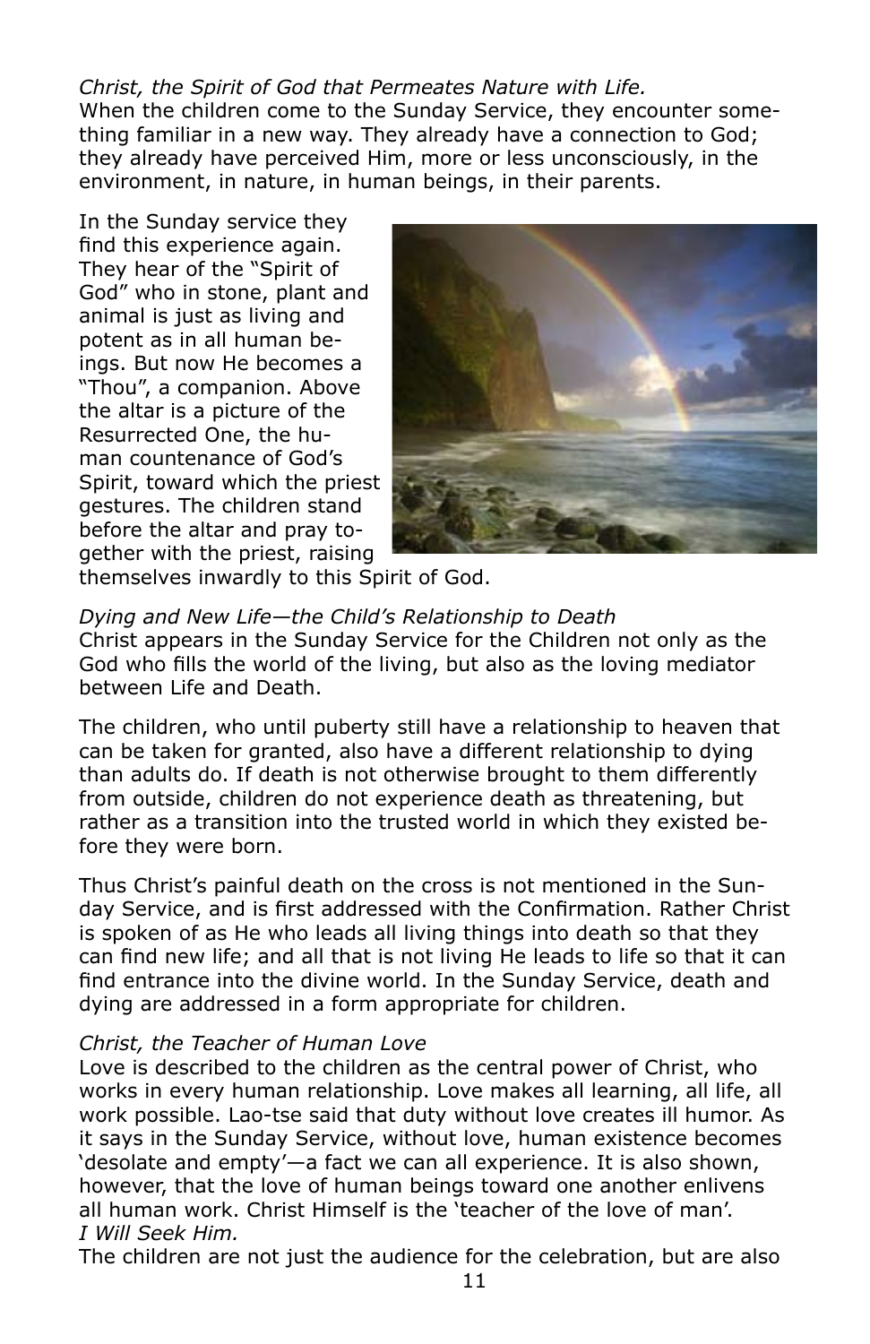*Christ, the Spirit of God that Permeates Nature with Life.*
When the children come to the Sunday Service, they encounter something familiar in a new way. They already have a connection to God; they already have perceived Him, more or less unconsciously, in the environment, in nature, in human beings, in their parents.

In the Sunday service they find this experience again. They hear of the "Spirit of God" who in stone, plant and animal is just as living and potent as in all human beings. But now He becomes a "Thou", a companion. Above the altar is a picture of the Resurrected One, the human countenance of God's Spirit, toward which the priest gestures. The children stand before the altar and pray together with the priest, raising themselves inwardly to this Spirit of God.

*Dying and New Life—the Child's Relationship to Death*
Christ appears in the Sunday Service for the Children not only as the God who fills the world of the living, but also as the loving mediator between Life and Death.

The children, who until puberty still have a relationship to heaven that can be taken for granted, also have a different relationship to dying than adults do. If death is not otherwise brought to them differently from outside, children do not experience death as threatening, but rather as a transition into the trusted world in which they existed before they were born.

Thus Christ's painful death on the cross is not mentioned in the Sunday Service, and is first addressed with the Confirmation. Rather Christ is spoken of as He who leads all living things into death so that they can find new life; and all that is not living He leads to life so that it can find entrance into the divine world. In the Sunday Service, death and dying are addressed in a form appropriate for children.

*Christ, the Teacher of Human Love*
Love is described to the children as the central power of Christ, who works in every human relationship. Love makes all learning, all life, all work possible. Lao-tse said that duty without love creates ill humor. As it says in the Sunday Service, without love, human existence becomes 'desolate and empty'—a fact we can all experience. It is also shown, however, that the love of human beings toward one another enlivens all human work. Christ Himself is the 'teacher of the love of man'.
*I Will Seek Him.*
The children are not just the audience for the celebration, but are also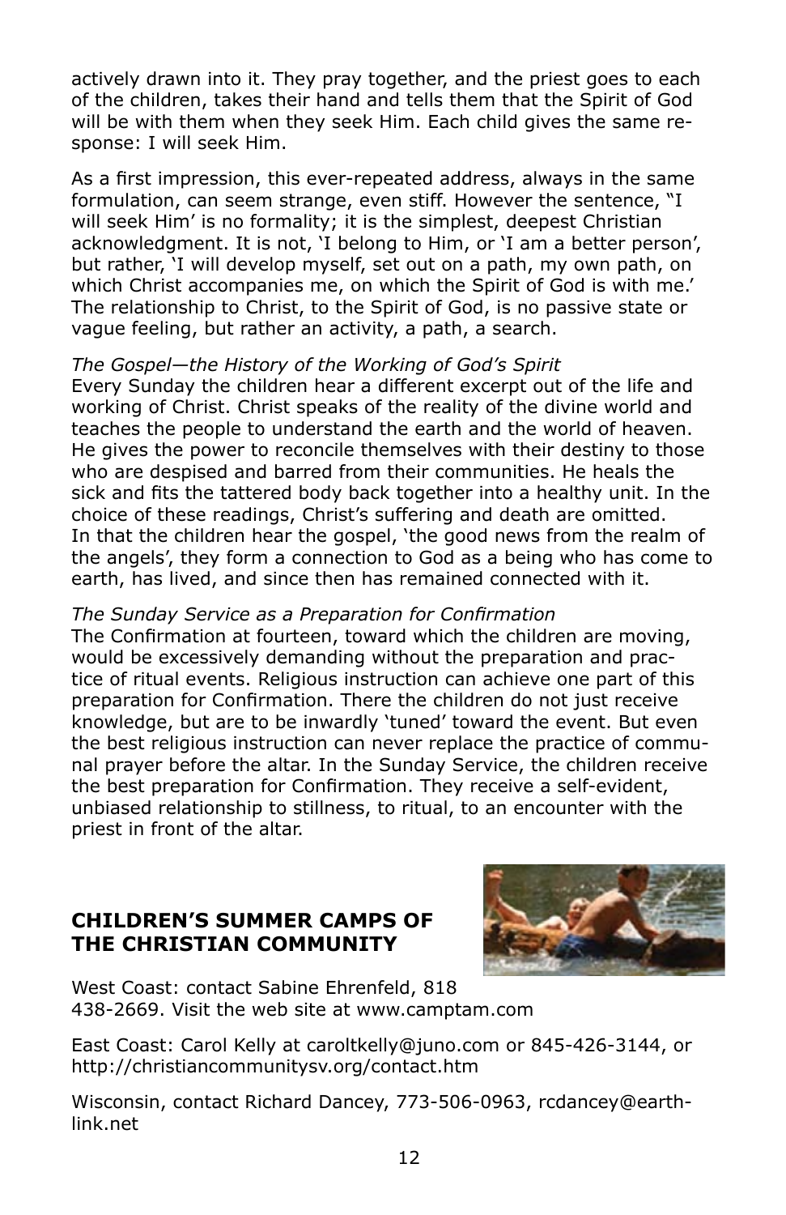actively drawn into it. They pray together, and the priest goes to each of the children, takes their hand and tells them that the Spirit of God will be with them when they seek Him. Each child gives the same response: I will seek Him.

As a first impression, this ever-repeated address, always in the same formulation, can seem strange, even stiff. However the sentence, "I will seek Him' is no formality; it is the simplest, deepest Christian acknowledgment. It is not, 'I belong to Him, or 'I am a better person', but rather, 'I will develop myself, set out on a path, my own path, on which Christ accompanies me, on which the Spirit of God is with me.' The relationship to Christ, to the Spirit of God, is no passive state or vague feeling, but rather an activity, a path, a search.

*The Gospel—the History of the Working of God's Spirit*

Every Sunday the children hear a different excerpt out of the life and working of Christ. Christ speaks of the reality of the divine world and teaches the people to understand the earth and the world of heaven. He gives the power to reconcile themselves with their destiny to those who are despised and barred from their communities. He heals the sick and fits the tattered body back together into a healthy unit. In the choice of these readings, Christ's suffering and death are omitted. In that the children hear the gospel, 'the good news from the realm of the angels', they form a connection to God as a being who has come to earth, has lived, and since then has remained connected with it.

*The Sunday Service as a Preparation for Confirmation*

The Confirmation at fourteen, toward which the children are moving, would be excessively demanding without the preparation and practice of ritual events. Religious instruction can achieve one part of this preparation for Confirmation. There the children do not just receive knowledge, but are to be inwardly 'tuned' toward the event. But even the best religious instruction can never replace the practice of communal prayer before the altar. In the Sunday Service, the children receive the best preparation for Confirmation. They receive a self-evident, unbiased relationship to stillness, to ritual, to an encounter with the priest in front of the altar.

## CHILDREN'S SUMMER CAMPS OF THE CHRISTIAN COMMUNITY

West Coast: contact Sabine Ehrenfeld, 818 438-2669. Visit the web site at www.camptam.com

East Coast: Carol Kelly at caroltkelly@juno.com or 845-426-3144, or http://christiancommunitysv.org/contact.htm

Wisconsin, contact Richard Dancey, 773-506-0963, rcdancey@earthlink.net